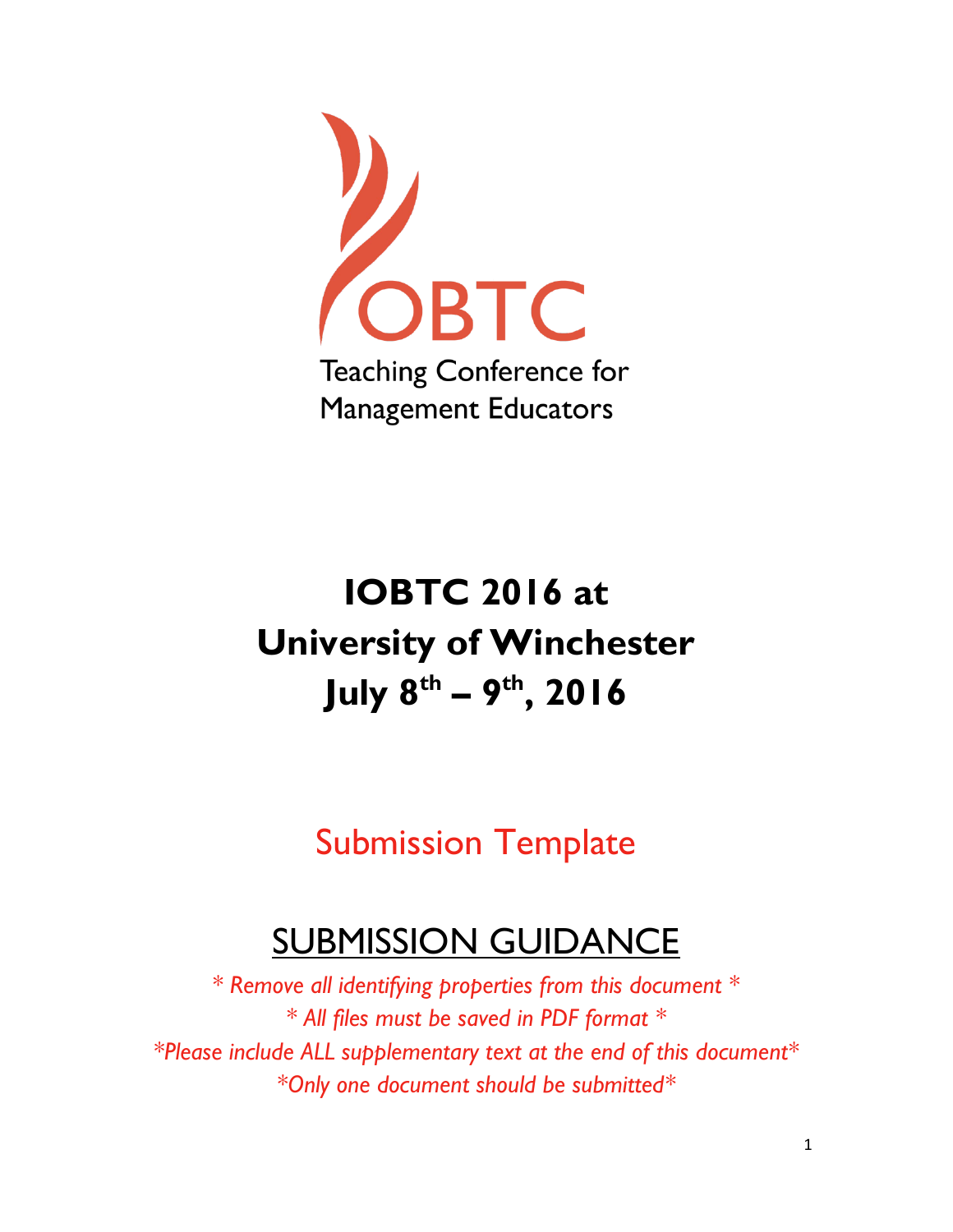IOBTC

Teaching Conference for Management Educators

# IOBTC 2016 at University of Winchester July 8th – 9th, 2016

## Submission Template

## SUBMISSION GUIDANCE

*\* Remove all identifying properties from this document \**
*\* All files must be saved in PDF format \**
*\*Please include ALL supplementary text at the end of this document\**
*\*Only one document should be submitted\**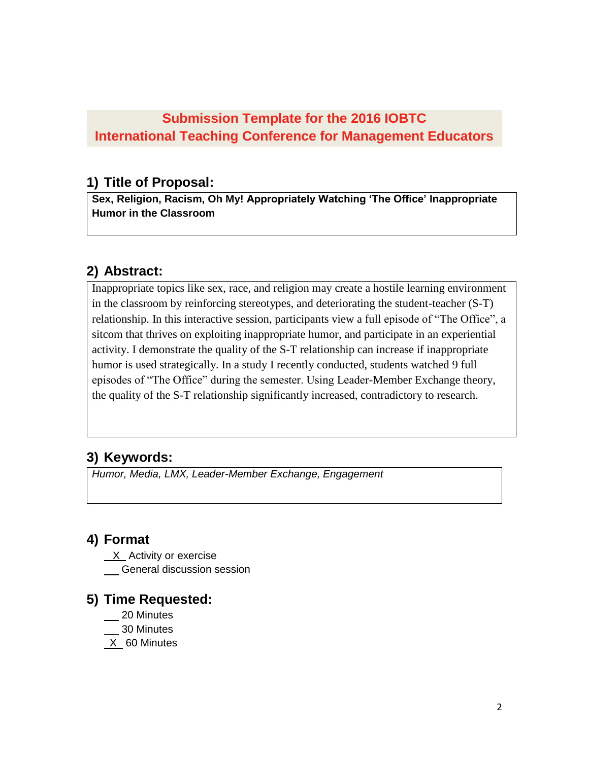# Submission Template for the 2016 IOBTC International Teaching Conference for Management Educators

## 1) Title of Proposal:

**Sex, Religion, Racism, Oh My! Appropriately Watching 'The Office' Inappropriate Humor in the Classroom**

## 2) Abstract:

Inappropriate topics like sex, race, and religion may create a hostile learning environment in the classroom by reinforcing stereotypes, and deteriorating the student-teacher (S-T) relationship. In this interactive session, participants view a full episode of "The Office", a sitcom that thrives on exploiting inappropriate humor, and participate in an experiential activity. I demonstrate the quality of the S-T relationship can increase if inappropriate humor is used strategically. In a study I recently conducted, students watched 9 full episodes of "The Office" during the semester. Using Leader-Member Exchange theory, the quality of the S-T relationship significantly increased, contradictory to research.

## 3) Keywords:

*Humor, Media, LMX, Leader-Member Exchange, Engagement*

## 4) Format

- _X_ Activity or exercise
- ___ General discussion session

## 5) Time Requested:

- ___ 20 Minutes
- ___ 30 Minutes
- _X_ 60 Minutes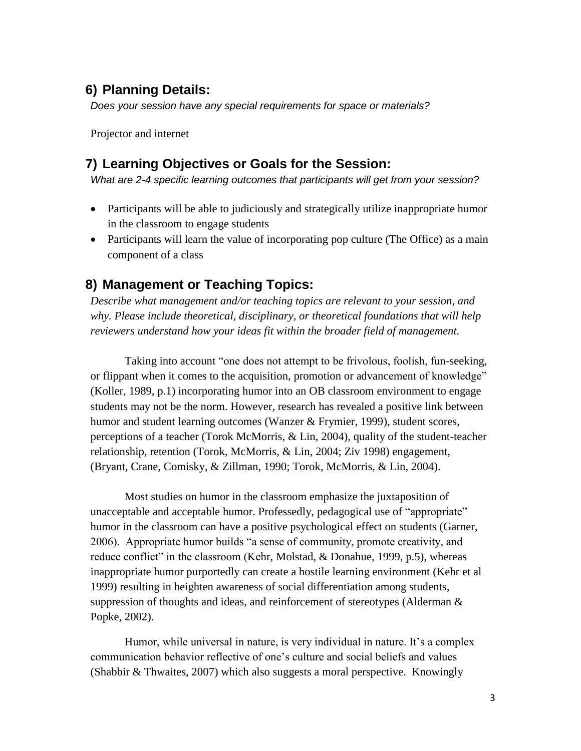## 6) Planning Details:

*Does your session have any special requirements for space or materials?*

Projector and internet

## 7) Learning Objectives or Goals for the Session:

*What are 2-4 specific learning outcomes that participants will get from your session?*

- Participants will be able to judiciously and strategically utilize inappropriate humor in the classroom to engage students
- Participants will learn the value of incorporating pop culture (The Office) as a main component of a class

## 8) Management or Teaching Topics:

*Describe what management and/or teaching topics are relevant to your session, and why. Please include theoretical, disciplinary, or theoretical foundations that will help reviewers understand how your ideas fit within the broader field of management.*

Taking into account "one does not attempt to be frivolous, foolish, fun-seeking, or flippant when it comes to the acquisition, promotion or advancement of knowledge" (Koller, 1989, p.1) incorporating humor into an OB classroom environment to engage students may not be the norm. However, research has revealed a positive link between humor and student learning outcomes (Wanzer & Frymier, 1999), student scores, perceptions of a teacher (Torok McMorris, & Lin, 2004), quality of the student-teacher relationship, retention (Torok, McMorris, & Lin, 2004; Ziv 1998) engagement, (Bryant, Crane, Comisky, & Zillman, 1990; Torok, McMorris, & Lin, 2004).

Most studies on humor in the classroom emphasize the juxtaposition of unacceptable and acceptable humor. Professedly, pedagogical use of "appropriate" humor in the classroom can have a positive psychological effect on students (Garner, 2006). Appropriate humor builds "a sense of community, promote creativity, and reduce conflict" in the classroom (Kehr, Molstad, & Donahue, 1999, p.5), whereas inappropriate humor purportedly can create a hostile learning environment (Kehr et al 1999) resulting in heighten awareness of social differentiation among students, suppression of thoughts and ideas, and reinforcement of stereotypes (Alderman & Popke, 2002).

Humor, while universal in nature, is very individual in nature. It's a complex communication behavior reflective of one's culture and social beliefs and values (Shabbir & Thwaites, 2007) which also suggests a moral perspective. Knowingly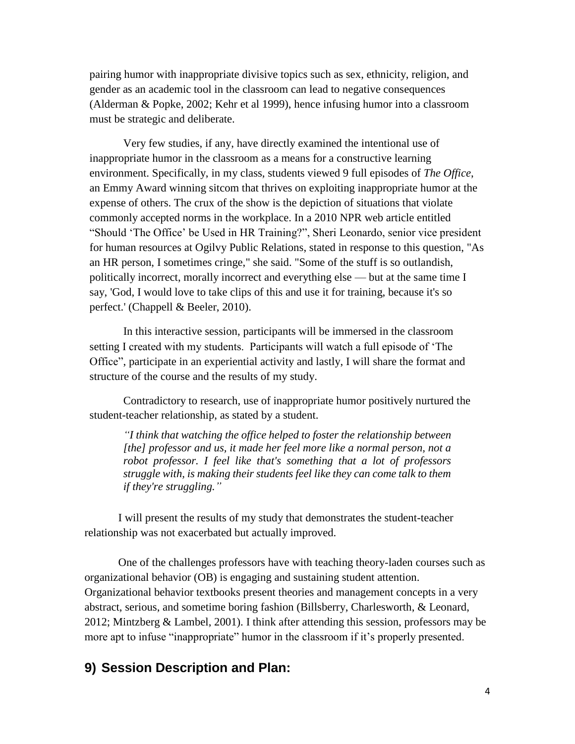pairing humor with inappropriate divisive topics such as sex, ethnicity, religion, and gender as an academic tool in the classroom can lead to negative consequences (Alderman & Popke, 2002; Kehr et al 1999), hence infusing humor into a classroom must be strategic and deliberate.

Very few studies, if any, have directly examined the intentional use of inappropriate humor in the classroom as a means for a constructive learning environment. Specifically, in my class, students viewed 9 full episodes of *The Office*, an Emmy Award winning sitcom that thrives on exploiting inappropriate humor at the expense of others. The crux of the show is the depiction of situations that violate commonly accepted norms in the workplace. In a 2010 NPR web article entitled "Should 'The Office' be Used in HR Training?", Sheri Leonardo, senior vice president for human resources at Ogilvy Public Relations, stated in response to this question, "As an HR person, I sometimes cringe," she said. "Some of the stuff is so outlandish, politically incorrect, morally incorrect and everything else — but at the same time I say, 'God, I would love to take clips of this and use it for training, because it's so perfect.' (Chappell & Beeler, 2010).

In this interactive session, participants will be immersed in the classroom setting I created with my students. Participants will watch a full episode of 'The Office", participate in an experiential activity and lastly, I will share the format and structure of the course and the results of my study.

Contradictory to research, use of inappropriate humor positively nurtured the student-teacher relationship, as stated by a student.

> *"I think that watching the office helped to foster the relationship between [the] professor and us, it made her feel more like a normal person, not a robot professor. I feel like that's something that a lot of professors struggle with, is making their students feel like they can come talk to them if they're struggling."*

I will present the results of my study that demonstrates the student-teacher relationship was not exacerbated but actually improved.

One of the challenges professors have with teaching theory-laden courses such as organizational behavior (OB) is engaging and sustaining student attention. Organizational behavior textbooks present theories and management concepts in a very abstract, serious, and sometime boring fashion (Billsberry, Charlesworth, & Leonard, 2012; Mintzberg & Lambel, 2001). I think after attending this session, professors may be more apt to infuse "inappropriate" humor in the classroom if it's properly presented.

## 9) Session Description and Plan: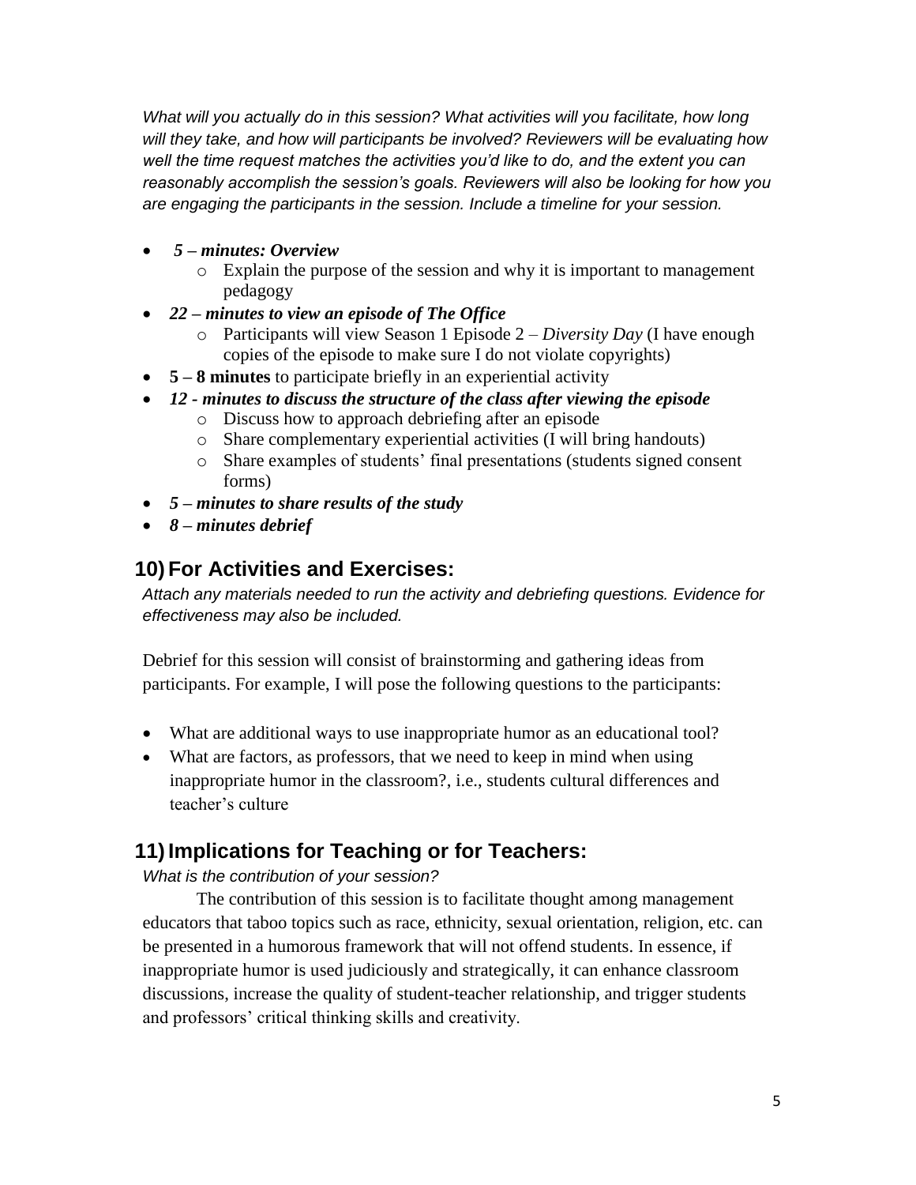*What will you actually do in this session? What activities will you facilitate, how long will they take, and how will participants be involved? Reviewers will be evaluating how well the time request matches the activities you'd like to do, and the extent you can reasonably accomplish the session's goals. Reviewers will also be looking for how you are engaging the participants in the session. Include a timeline for your session.*

- ***5 – minutes: Overview***
    - Explain the purpose of the session and why it is important to management pedagogy
- ***22 – minutes to view an episode of The Office***
    - Participants will view Season 1 Episode 2 – *Diversity Day* (I have enough copies of the episode to make sure I do not violate copyrights)
- **5 – 8 minutes** to participate briefly in an experiential activity
- ***12 - minutes to discuss the structure of the class after viewing the episode***
    - Discuss how to approach debriefing after an episode
    - Share complementary experiential activities (I will bring handouts)
    - Share examples of students' final presentations (students signed consent forms)
- ***5 – minutes to share results of the study***
- ***8 – minutes debrief***

## 10) For Activities and Exercises:

*Attach any materials needed to run the activity and debriefing questions. Evidence for effectiveness may also be included.*

Debrief for this session will consist of brainstorming and gathering ideas from participants. For example, I will pose the following questions to the participants:

- What are additional ways to use inappropriate humor as an educational tool?
- What are factors, as professors, that we need to keep in mind when using inappropriate humor in the classroom?, i.e., students cultural differences and teacher's culture

## 11) Implications for Teaching or for Teachers:

*What is the contribution of your session?*

The contribution of this session is to facilitate thought among management educators that taboo topics such as race, ethnicity, sexual orientation, religion, etc. can be presented in a humorous framework that will not offend students. In essence, if inappropriate humor is used judiciously and strategically, it can enhance classroom discussions, increase the quality of student-teacher relationship, and trigger students and professors' critical thinking skills and creativity.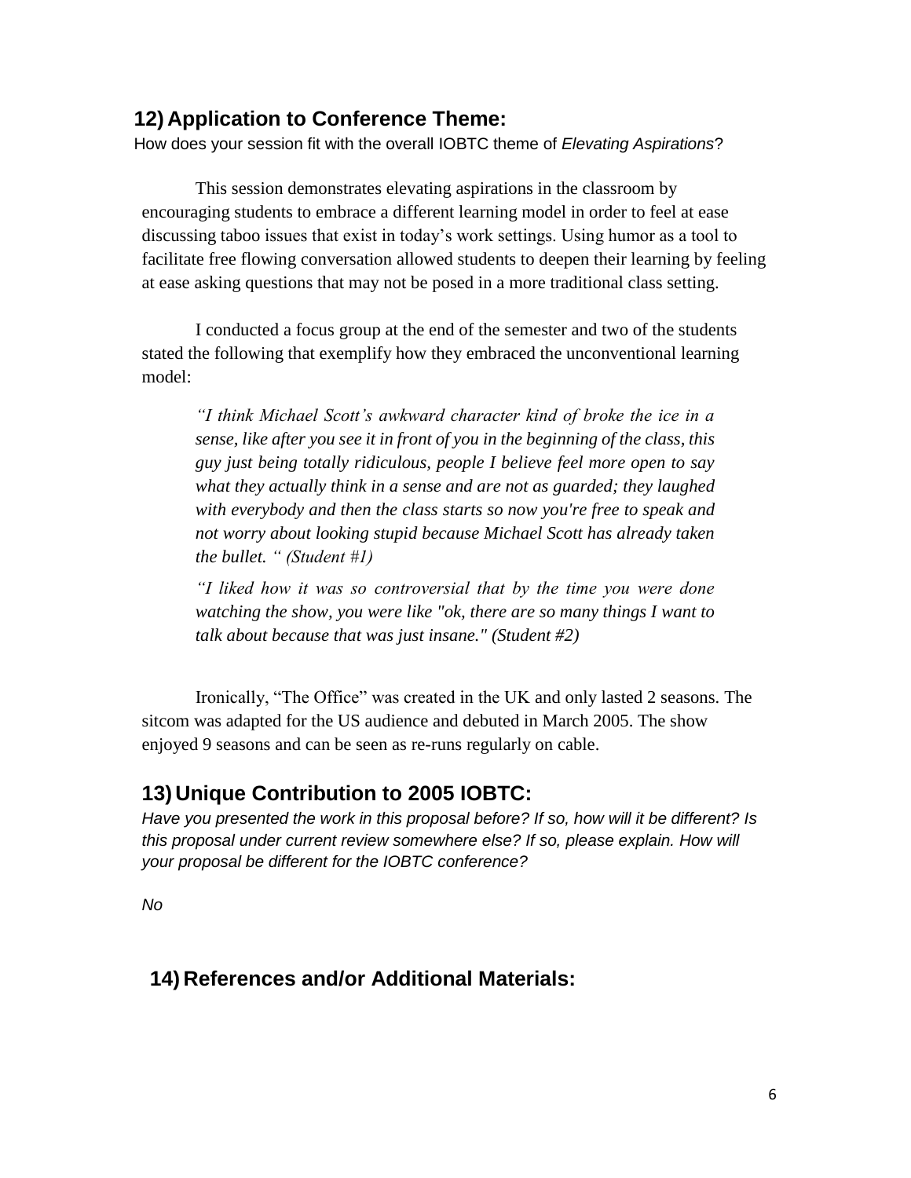## 12) Application to Conference Theme:

How does your session fit with the overall IOBTC theme of *Elevating Aspirations*?

This session demonstrates elevating aspirations in the classroom by encouraging students to embrace a different learning model in order to feel at ease discussing taboo issues that exist in today's work settings. Using humor as a tool to facilitate free flowing conversation allowed students to deepen their learning by feeling at ease asking questions that may not be posed in a more traditional class setting.

I conducted a focus group at the end of the semester and two of the students stated the following that exemplify how they embraced the unconventional learning model:

> *"I think Michael Scott's awkward character kind of broke the ice in a sense, like after you see it in front of you in the beginning of the class, this guy just being totally ridiculous, people I believe feel more open to say what they actually think in a sense and are not as guarded; they laughed with everybody and then the class starts so now you're free to speak and not worry about looking stupid because Michael Scott has already taken the bullet. " (Student #1)*
>
> *"I liked how it was so controversial that by the time you were done watching the show, you were like "ok, there are so many things I want to talk about because that was just insane." (Student #2)*

Ironically, "The Office" was created in the UK and only lasted 2 seasons. The sitcom was adapted for the US audience and debuted in March 2005. The show enjoyed 9 seasons and can be seen as re-runs regularly on cable.

## 13) Unique Contribution to 2005 IOBTC:

*Have you presented the work in this proposal before? If so, how will it be different? Is this proposal under current review somewhere else? If so, please explain. How will your proposal be different for the IOBTC conference?*

*No*

## 14) References and/or Additional Materials: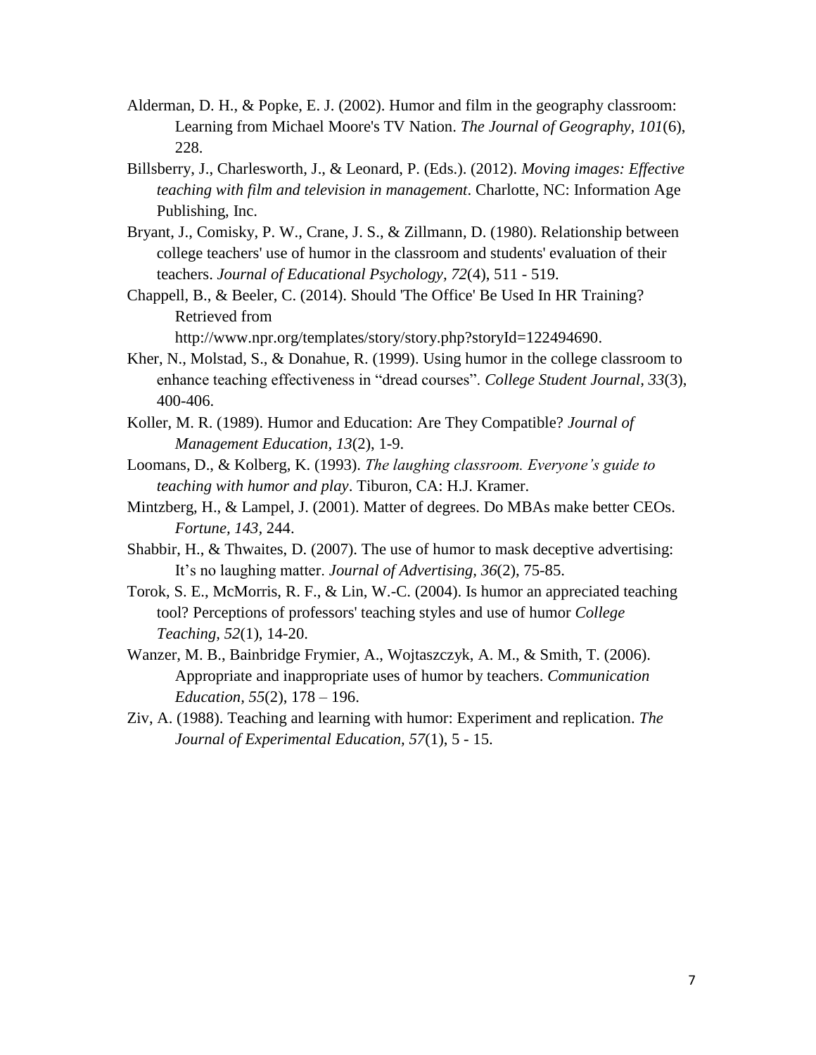Alderman, D. H., & Popke, E. J. (2002). Humor and film in the geography classroom: Learning from Michael Moore's TV Nation. *The Journal of Geography, 101*(6), 228.

Billsberry, J., Charlesworth, J., & Leonard, P. (Eds.). (2012). *Moving images: Effective teaching with film and television in management*. Charlotte, NC: Information Age Publishing, Inc.

Bryant, J., Comisky, P. W., Crane, J. S., & Zillmann, D. (1980). Relationship between college teachers' use of humor in the classroom and students' evaluation of their teachers. *Journal of Educational Psychology, 72*(4), 511 - 519.

Chappell, B., & Beeler, C. (2014). Should 'The Office' Be Used In HR Training? Retrieved from http://www.npr.org/templates/story/story.php?storyId=122494690.

Kher, N., Molstad, S., & Donahue, R. (1999). Using humor in the college classroom to enhance teaching effectiveness in "dread courses". *College Student Journal, 33*(3), 400-406.

Koller, M. R. (1989). Humor and Education: Are They Compatible? *Journal of Management Education, 13*(2), 1-9.

Loomans, D., & Kolberg, K. (1993). *The laughing classroom. Everyone's guide to teaching with humor and play*. Tiburon, CA: H.J. Kramer.

Mintzberg, H., & Lampel, J. (2001). Matter of degrees. Do MBAs make better CEOs. *Fortune, 143*, 244.

Shabbir, H., & Thwaites, D. (2007). The use of humor to mask deceptive advertising: It's no laughing matter. *Journal of Advertising, 36*(2), 75-85.

Torok, S. E., McMorris, R. F., & Lin, W.-C. (2004). Is humor an appreciated teaching tool? Perceptions of professors' teaching styles and use of humor *College Teaching, 52*(1), 14-20.

Wanzer, M. B., Bainbridge Frymier, A., Wojtaszczyk, A. M., & Smith, T. (2006). Appropriate and inappropriate uses of humor by teachers. *Communication Education, 55*(2), 178 – 196.

Ziv, A. (1988). Teaching and learning with humor: Experiment and replication. *The Journal of Experimental Education, 57*(1), 5 - 15.